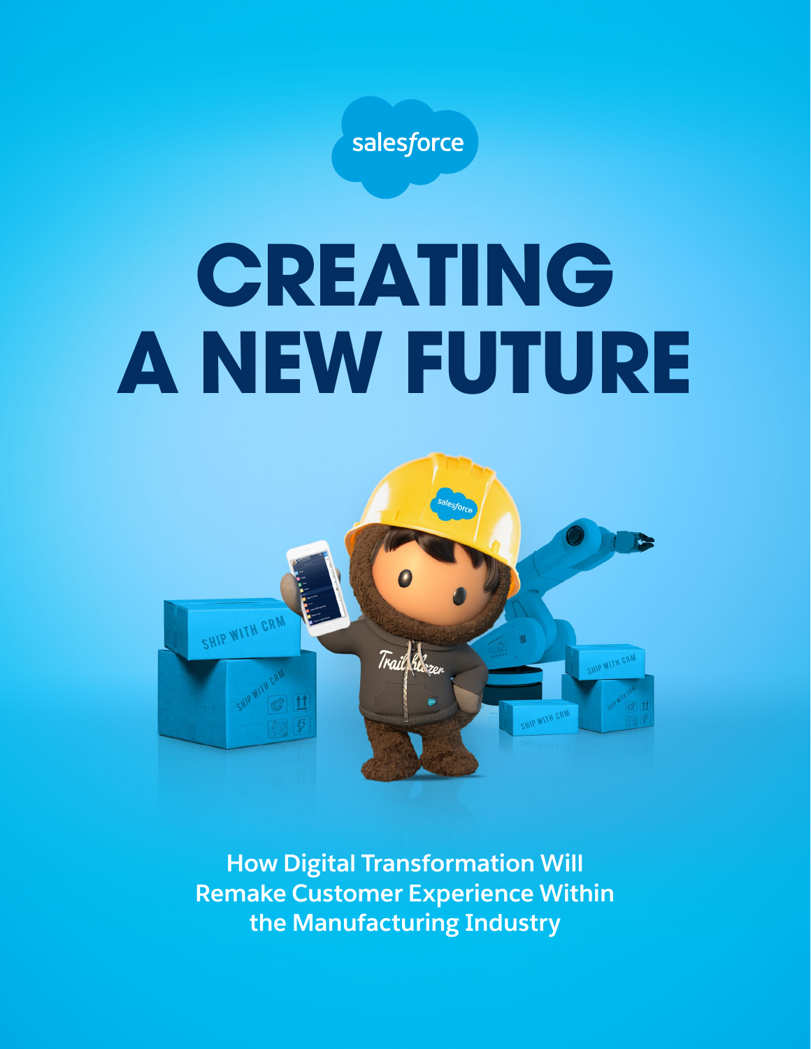salesforce

# CREATING A NEW FUTURE

## How Digital Transformation Will Remake Customer Experience Within the Manufacturing Industry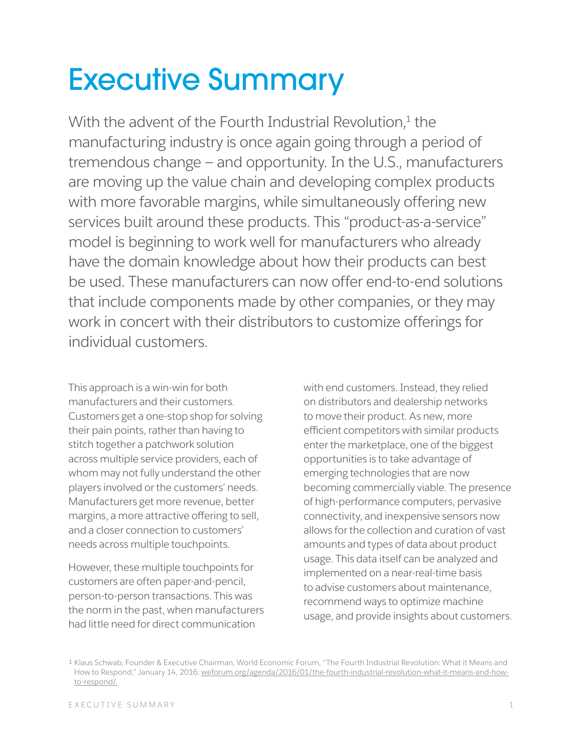# Executive Summary

With the advent of the Fourth Industrial Revolution,[1] the manufacturing industry is once again going through a period of tremendous change – and opportunity. In the U.S., manufacturers are moving up the value chain and developing complex products with more favorable margins, while simultaneously offering new services built around these products. This "product-as-a-service" model is beginning to work well for manufacturers who already have the domain knowledge about how their products can best be used. These manufacturers can now offer end-to-end solutions that include components made by other companies, or they may work in concert with their distributors to customize offerings for individual customers.

This approach is a win-win for both manufacturers and their customers. Customers get a one-stop shop for solving their pain points, rather than having to stitch together a patchwork solution across multiple service providers, each of whom may not fully understand the other players involved or the customers' needs. Manufacturers get more revenue, better margins, a more attractive offering to sell, and a closer connection to customers' needs across multiple touchpoints.

However, these multiple touchpoints for customers are often paper-and-pencil, person-to-person transactions. This was the norm in the past, when manufacturers had little need for direct communication with end customers. Instead, they relied on distributors and dealership networks to move their product. As new, more efficient competitors with similar products enter the marketplace, one of the biggest opportunities is to take advantage of emerging technologies that are now becoming commercially viable. The presence of high-performance computers, pervasive connectivity, and inexpensive sensors now allows for the collection and curation of vast amounts and types of data about product usage. This data itself can be analyzed and implemented on a near-real-time basis to advise customers about maintenance, recommend ways to optimize machine usage, and provide insights about customers.

[1] Klaus Schwab, Founder & Executive Chairman, World Economic Forum, "The Fourth Industrial Revolution: What it Means and How to Respond," January 14, 2016: weforum.org/agenda/2016/01/the-fourth-industrial-revolution-what-it-means-and-how-to-respond/.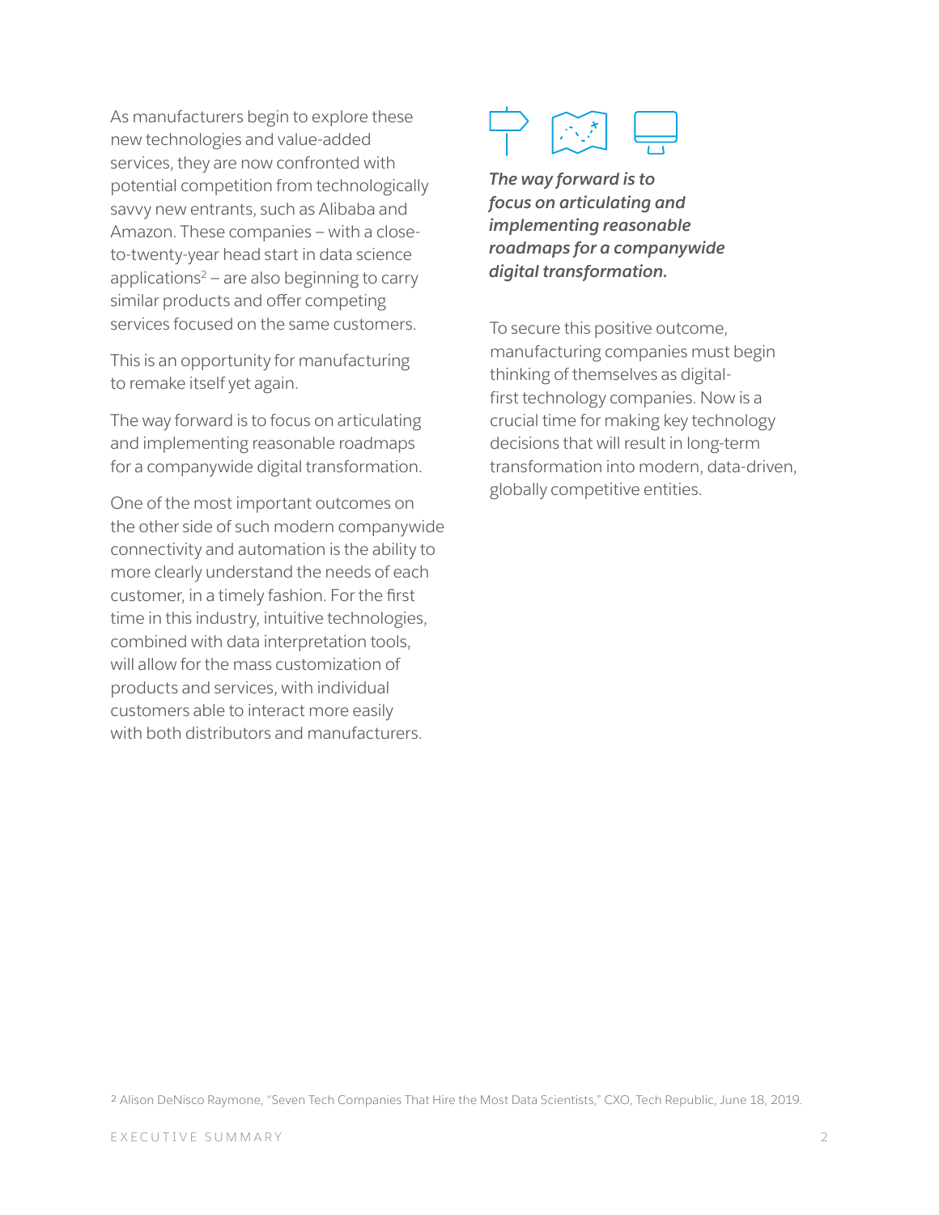As manufacturers begin to explore these new technologies and value-added services, they are now confronted with potential competition from technologically savvy new entrants, such as Alibaba and Amazon. These companies – with a close-to-twenty-year head start in data science applications[2] – are also beginning to carry similar products and offer competing services focused on the same customers.

This is an opportunity for manufacturing to remake itself yet again.

The way forward is to focus on articulating and implementing reasonable roadmaps for a companywide digital transformation.

One of the most important outcomes on the other side of such modern companywide connectivity and automation is the ability to more clearly understand the needs of each customer, in a timely fashion. For the first time in this industry, intuitive technologies, combined with data interpretation tools, will allow for the mass customization of products and services, with individual customers able to interact more easily with both distributors and manufacturers.

***The way forward is to focus on articulating and implementing reasonable roadmaps for a companywide digital transformation.***

To secure this positive outcome, manufacturing companies must begin thinking of themselves as digital-first technology companies. Now is a crucial time for making key technology decisions that will result in long-term transformation into modern, data-driven, globally competitive entities.

[2] Alison DeNisco Raymone, "Seven Tech Companies That Hire the Most Data Scientists," CXO, Tech Republic, June 18, 2019.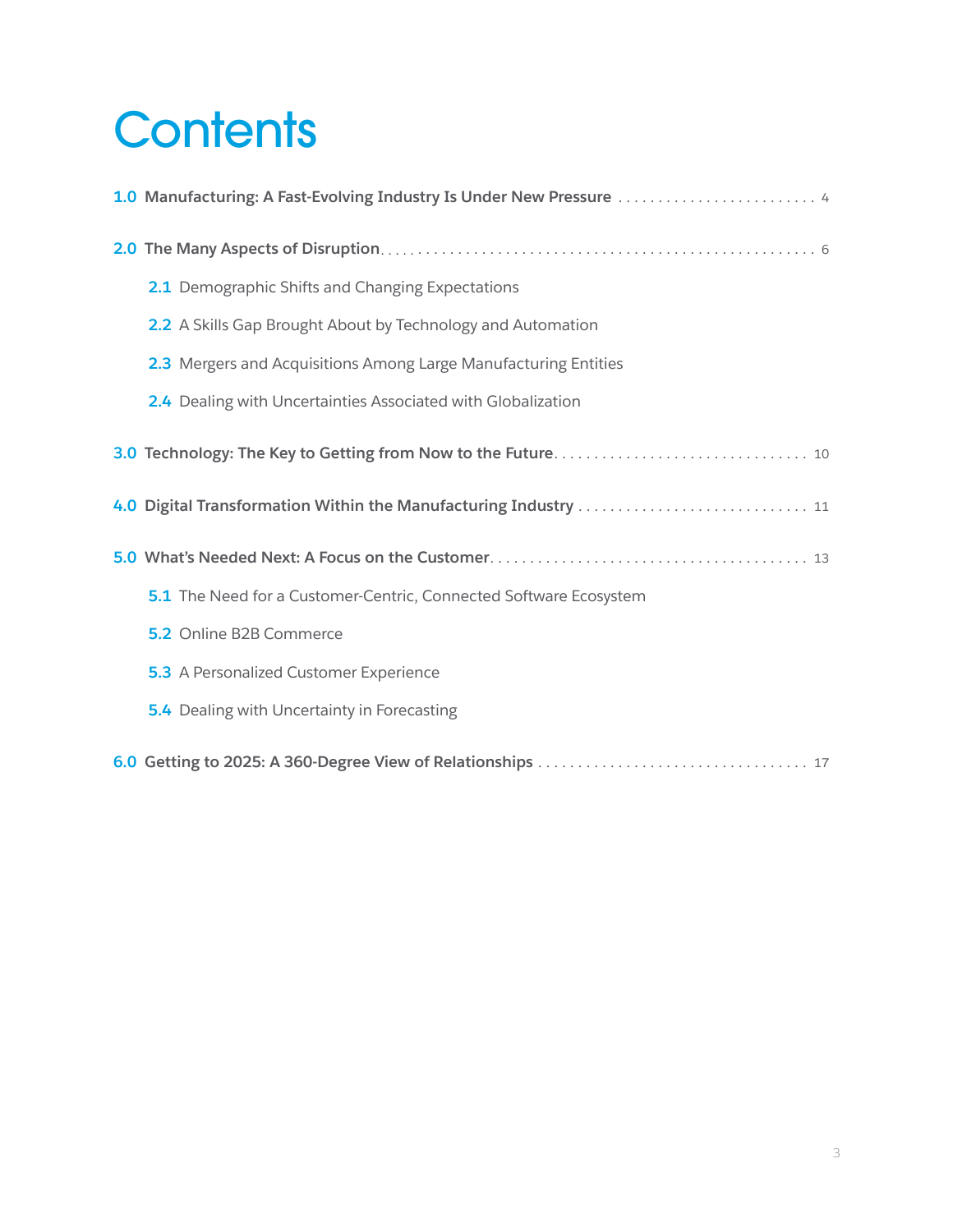# Contents

**1.0 Manufacturing: A Fast-Evolving Industry Is Under New Pressure** .......................... 4

**2.0 The Many Aspects of Disruption** .......................... 6

- **2.1** Demographic Shifts and Changing Expectations
- **2.2** A Skills Gap Brought About by Technology and Automation
- **2.3** Mergers and Acquisitions Among Large Manufacturing Entities
- **2.4** Dealing with Uncertainties Associated with Globalization

**3.0 Technology: The Key to Getting from Now to the Future** .......................... 10

**4.0 Digital Transformation Within the Manufacturing Industry** .......................... 11

**5.0 What's Needed Next: A Focus on the Customer** .......................... 13

- **5.1** The Need for a Customer-Centric, Connected Software Ecosystem
- **5.2** Online B2B Commerce
- **5.3** A Personalized Customer Experience
- **5.4** Dealing with Uncertainty in Forecasting

**6.0 Getting to 2025: A 360-Degree View of Relationships** .......................... 17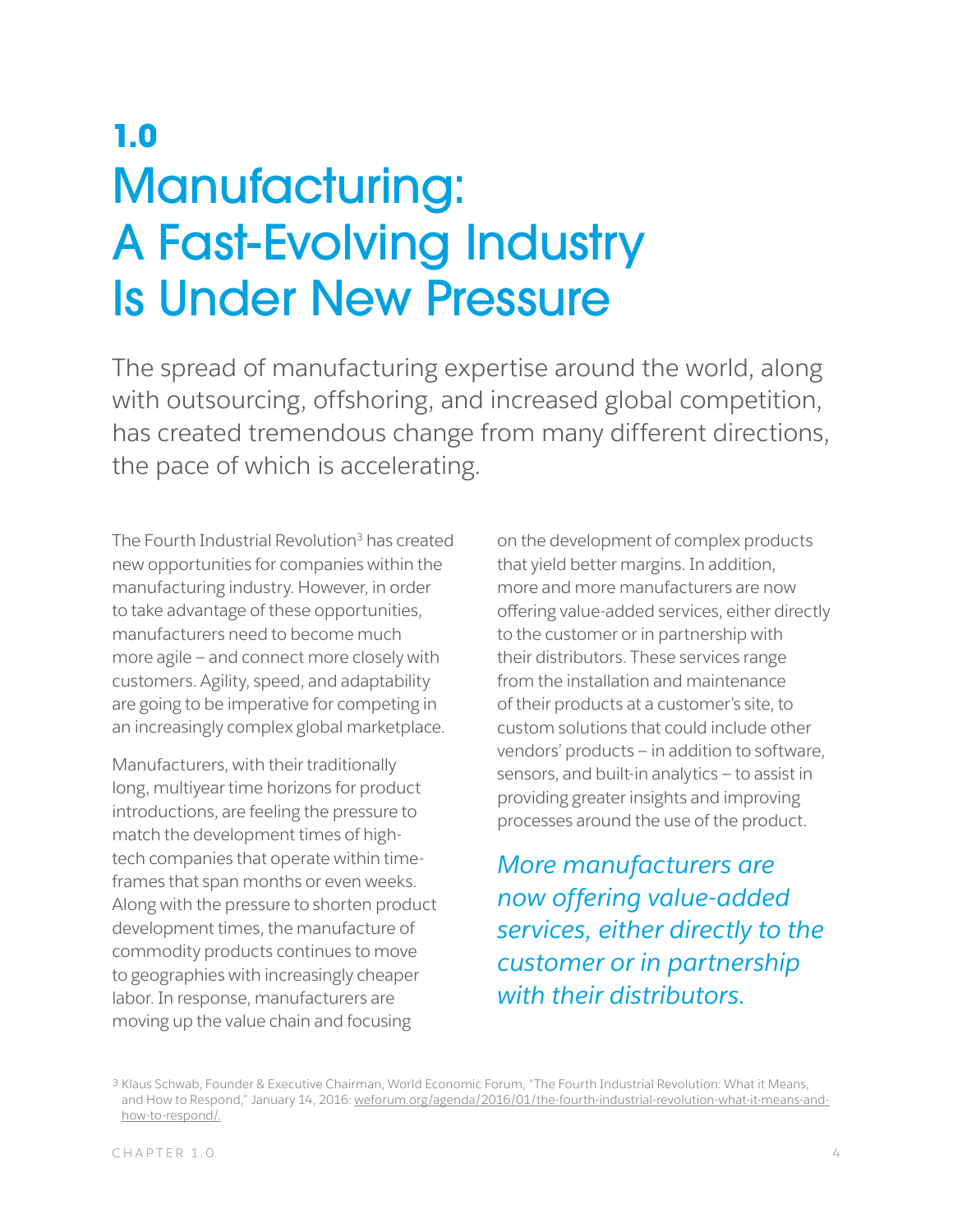# 1.0 Manufacturing: A Fast-Evolving Industry Is Under New Pressure

The spread of manufacturing expertise around the world, along with outsourcing, offshoring, and increased global competition, has created tremendous change from many different directions, the pace of which is accelerating.

The Fourth Industrial Revolution[3] has created new opportunities for companies within the manufacturing industry. However, in order to take advantage of these opportunities, manufacturers need to become much more agile – and connect more closely with customers. Agility, speed, and adaptability are going to be imperative for competing in an increasingly complex global marketplace.

Manufacturers, with their traditionally long, multiyear time horizons for product introductions, are feeling the pressure to match the development times of high-tech companies that operate within time-frames that span months or even weeks. Along with the pressure to shorten product development times, the manufacture of commodity products continues to move to geographies with increasingly cheaper labor. In response, manufacturers are moving up the value chain and focusing on the development of complex products that yield better margins. In addition, more and more manufacturers are now offering value-added services, either directly to the customer or in partnership with their distributors. These services range from the installation and maintenance of their products at a customer's site, to custom solutions that could include other vendors' products – in addition to software, sensors, and built-in analytics – to assist in providing greater insights and improving processes around the use of the product.

*More manufacturers are now offering value-added services, either directly to the customer or in partnership with their distributors.*

[3] Klaus Schwab, Founder & Executive Chairman, World Economic Forum, "The Fourth Industrial Revolution: What it Means, and How to Respond," January 14, 2016: weforum.org/agenda/2016/01/the-fourth-industrial-revolution-what-it-means-and-how-to-respond/.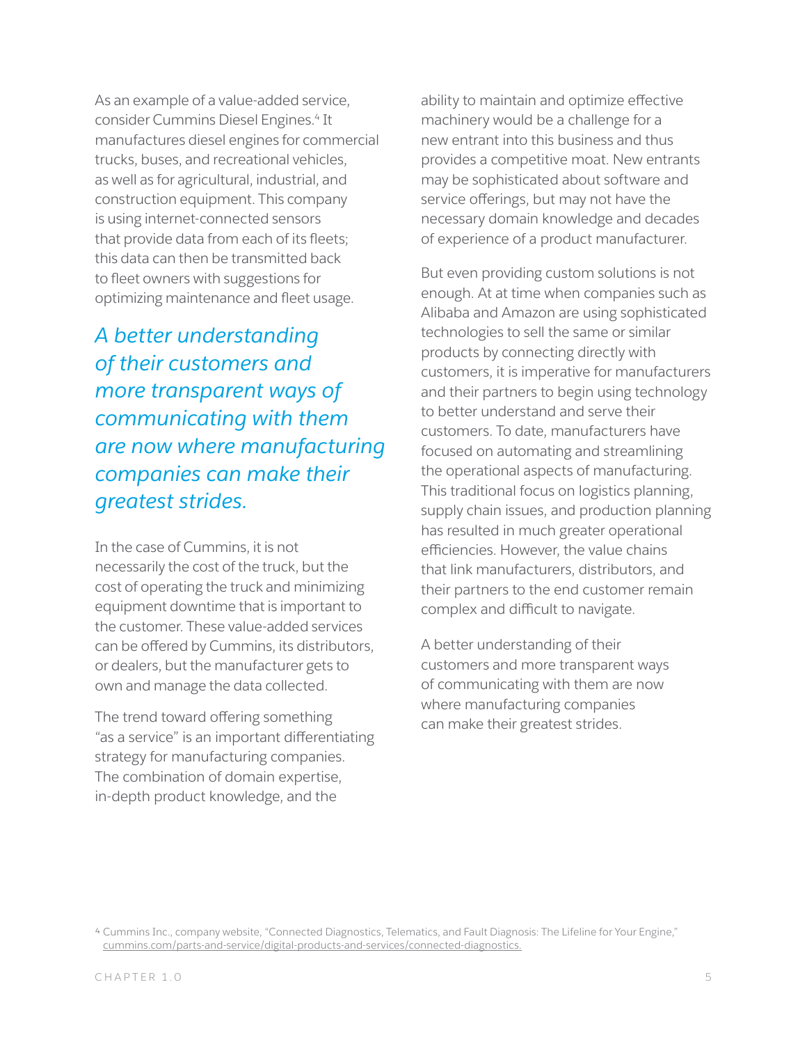As an example of a value-added service, consider Cummins Diesel Engines.[4] It manufactures diesel engines for commercial trucks, buses, and recreational vehicles, as well as for agricultural, industrial, and construction equipment. This company is using internet-connected sensors that provide data from each of its fleets; this data can then be transmitted back to fleet owners with suggestions for optimizing maintenance and fleet usage.

*A better understanding of their customers and more transparent ways of communicating with them are now where manufacturing companies can make their greatest strides.*

In the case of Cummins, it is not necessarily the cost of the truck, but the cost of operating the truck and minimizing equipment downtime that is important to the customer. These value-added services can be offered by Cummins, its distributors, or dealers, but the manufacturer gets to own and manage the data collected.

The trend toward offering something "as a service" is an important differentiating strategy for manufacturing companies. The combination of domain expertise, in-depth product knowledge, and the ability to maintain and optimize effective machinery would be a challenge for a new entrant into this business and thus provides a competitive moat. New entrants may be sophisticated about software and service offerings, but may not have the necessary domain knowledge and decades of experience of a product manufacturer.

But even providing custom solutions is not enough. At at time when companies such as Alibaba and Amazon are using sophisticated technologies to sell the same or similar products by connecting directly with customers, it is imperative for manufacturers and their partners to begin using technology to better understand and serve their customers. To date, manufacturers have focused on automating and streamlining the operational aspects of manufacturing. This traditional focus on logistics planning, supply chain issues, and production planning has resulted in much greater operational efficiencies. However, the value chains that link manufacturers, distributors, and their partners to the end customer remain complex and difficult to navigate.

A better understanding of their customers and more transparent ways of communicating with them are now where manufacturing companies can make their greatest strides.

[4] Cummins Inc., company website, "Connected Diagnostics, Telematics, and Fault Diagnosis: The Lifeline for Your Engine," cummins.com/parts-and-service/digital-products-and-services/connected-diagnostics.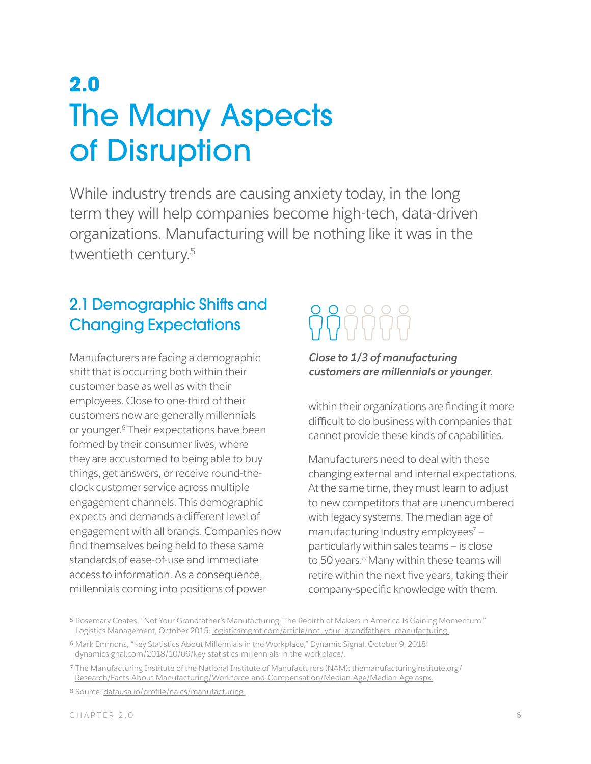# 2.0 The Many Aspects of Disruption

While industry trends are causing anxiety today, in the long term they will help companies become high-tech, data-driven organizations. Manufacturing will be nothing like it was in the twentieth century.[5]

## 2.1 Demographic Shifts and Changing Expectations

***Close to 1/3 of manufacturing customers are millennials or younger.***

Manufacturers are facing a demographic shift that is occurring both within their customer base as well as with their employees. Close to one-third of their customers now are generally millennials or younger.[6] Their expectations have been formed by their consumer lives, where they are accustomed to being able to buy things, get answers, or receive round-the-clock customer service across multiple engagement channels. This demographic expects and demands a different level of engagement with all brands. Companies now find themselves being held to these same standards of ease-of-use and immediate access to information. As a consequence, millennials coming into positions of power within their organizations are finding it more difficult to do business with companies that cannot provide these kinds of capabilities.

Manufacturers need to deal with these changing external and internal expectations. At the same time, they must learn to adjust to new competitors that are unencumbered with legacy systems. The median age of manufacturing industry employees[7] – particularly within sales teams – is close to 50 years.[8] Many within these teams will retire within the next five years, taking their company-specific knowledge with them.

5 Rosemary Coates, "Not Your Grandfather's Manufacturing: The Rebirth of Makers in America Is Gaining Momentum," Logistics Management, October 2015: logisticsmgmt.com/article/not_your_grandfathers_manufacturing.

6 Mark Emmons, "Key Statistics About Millennials in the Workplace," Dynamic Signal, October 9, 2018: dynamicsignal.com/2018/10/09/key-statistics-millennials-in-the-workplace/.

7 The Manufacturing Institute of the National Institute of Manufacturers (NAM): themanufacturinginstitute.org/Research/Facts-About-Manufacturing/Workforce-and-Compensation/Median-Age/Median-Age.aspx.

8 Source: datausa.io/profile/naics/manufacturing.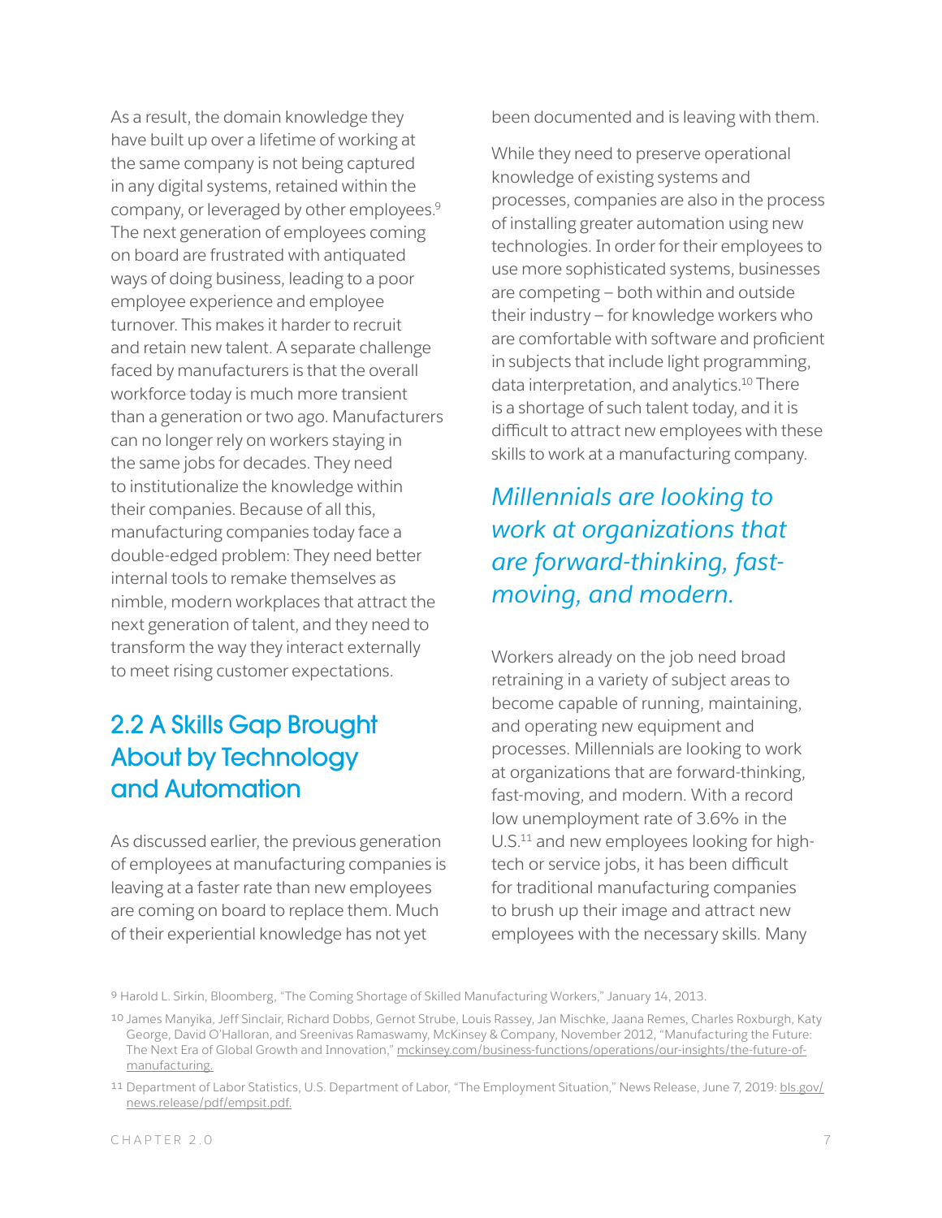As a result, the domain knowledge they have built up over a lifetime of working at the same company is not being captured in any digital systems, retained within the company, or leveraged by other employees.[9] The next generation of employees coming on board are frustrated with antiquated ways of doing business, leading to a poor employee experience and employee turnover. This makes it harder to recruit and retain new talent. A separate challenge faced by manufacturers is that the overall workforce today is much more transient than a generation or two ago. Manufacturers can no longer rely on workers staying in the same jobs for decades. They need to institutionalize the knowledge within their companies. Because of all this, manufacturing companies today face a double-edged problem: They need better internal tools to remake themselves as nimble, modern workplaces that attract the next generation of talent, and they need to transform the way they interact externally to meet rising customer expectations.

## 2.2 A Skills Gap Brought About by Technology and Automation

As discussed earlier, the previous generation of employees at manufacturing companies is leaving at a faster rate than new employees are coming on board to replace them. Much of their experiential knowledge has not yet been documented and is leaving with them.

While they need to preserve operational knowledge of existing systems and processes, companies are also in the process of installing greater automation using new technologies. In order for their employees to use more sophisticated systems, businesses are competing – both within and outside their industry – for knowledge workers who are comfortable with software and proficient in subjects that include light programming, data interpretation, and analytics.[10] There is a shortage of such talent today, and it is difficult to attract new employees with these skills to work at a manufacturing company.

*Millennials are looking to work at organizations that are forward-thinking, fast-moving, and modern.*

Workers already on the job need broad retraining in a variety of subject areas to become capable of running, maintaining, and operating new equipment and processes. Millennials are looking to work at organizations that are forward-thinking, fast-moving, and modern. With a record low unemployment rate of 3.6% in the U.S.[11] and new employees looking for high-tech or service jobs, it has been difficult for traditional manufacturing companies to brush up their image and attract new employees with the necessary skills. Many

[9] Harold L. Sirkin, Bloomberg, "The Coming Shortage of Skilled Manufacturing Workers," January 14, 2013.

[10] James Manyika, Jeff Sinclair, Richard Dobbs, Gernot Strube, Louis Rassey, Jan Mischke, Jaana Remes, Charles Roxburgh, Katy George, David O'Halloran, and Sreenivas Ramaswamy, McKinsey & Company, November 2012, "Manufacturing the Future: The Next Era of Global Growth and Innovation," mckinsey.com/business-functions/operations/our-insights/the-future-of-manufacturing.

[11] Department of Labor Statistics, U.S. Department of Labor, "The Employment Situation," News Release, June 7, 2019: bls.gov/news.release/pdf/empsit.pdf.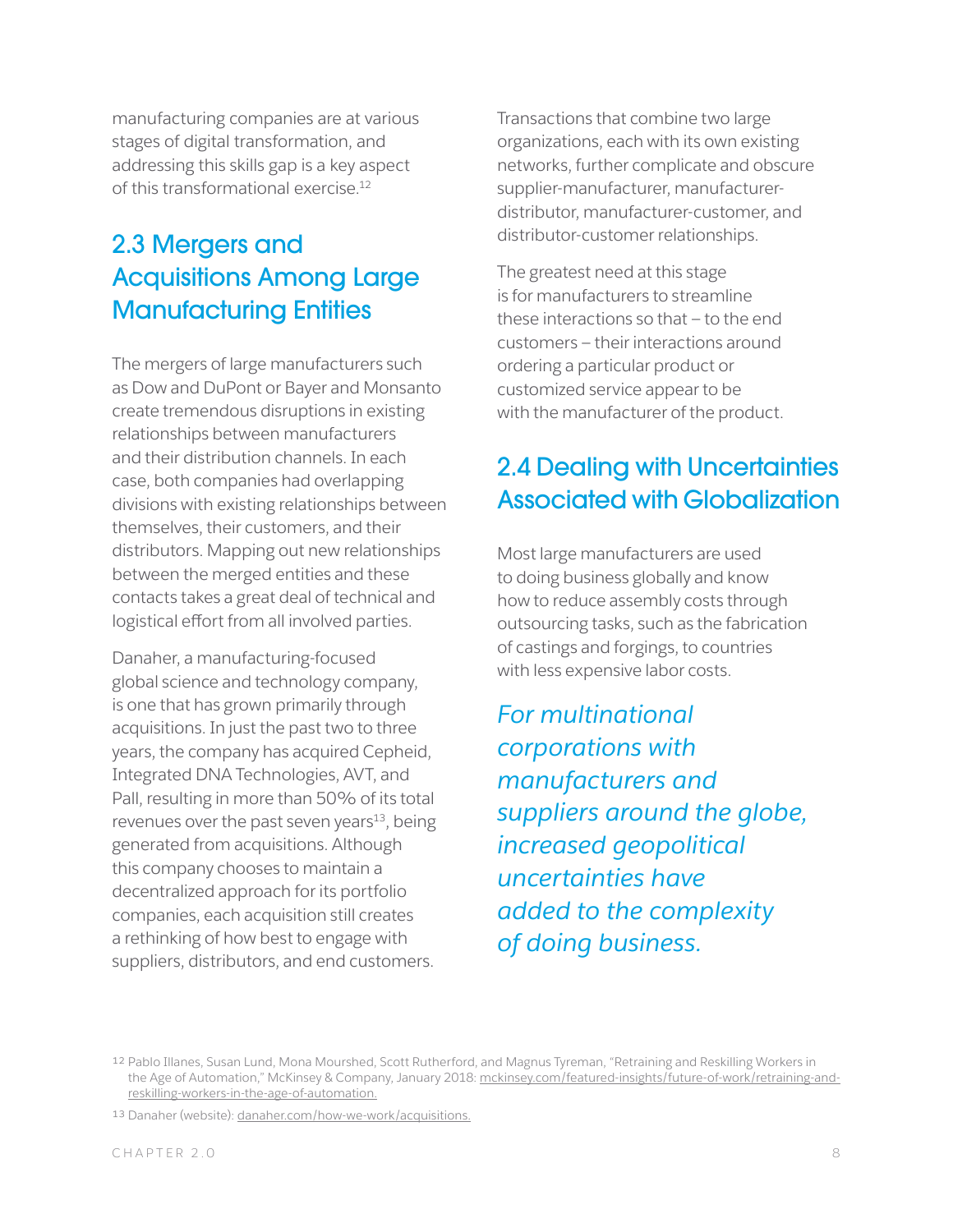manufacturing companies are at various stages of digital transformation, and addressing this skills gap is a key aspect of this transformational exercise.[12]

## 2.3 Mergers and Acquisitions Among Large Manufacturing Entities

The mergers of large manufacturers such as Dow and DuPont or Bayer and Monsanto create tremendous disruptions in existing relationships between manufacturers and their distribution channels. In each case, both companies had overlapping divisions with existing relationships between themselves, their customers, and their distributors. Mapping out new relationships between the merged entities and these contacts takes a great deal of technical and logistical effort from all involved parties.

Danaher, a manufacturing-focused global science and technology company, is one that has grown primarily through acquisitions. In just the past two to three years, the company has acquired Cepheid, Integrated DNA Technologies, AVT, and Pall, resulting in more than 50% of its total revenues over the past seven years[13], being generated from acquisitions. Although this company chooses to maintain a decentralized approach for its portfolio companies, each acquisition still creates a rethinking of how best to engage with suppliers, distributors, and end customers.

Transactions that combine two large organizations, each with its own existing networks, further complicate and obscure supplier-manufacturer, manufacturer-distributor, manufacturer-customer, and distributor-customer relationships.

The greatest need at this stage is for manufacturers to streamline these interactions so that – to the end customers – their interactions around ordering a particular product or customized service appear to be with the manufacturer of the product.

## 2.4 Dealing with Uncertainties Associated with Globalization

Most large manufacturers are used to doing business globally and know how to reduce assembly costs through outsourcing tasks, such as the fabrication of castings and forgings, to countries with less expensive labor costs.

*For multinational corporations with manufacturers and suppliers around the globe, increased geopolitical uncertainties have added to the complexity of doing business.*

---

12 Pablo Illanes, Susan Lund, Mona Mourshed, Scott Rutherford, and Magnus Tyreman, "Retraining and Reskilling Workers in the Age of Automation," McKinsey & Company, January 2018: mckinsey.com/featured-insights/future-of-work/retraining-and-reskilling-workers-in-the-age-of-automation.

13 Danaher (website): danaher.com/how-we-work/acquisitions.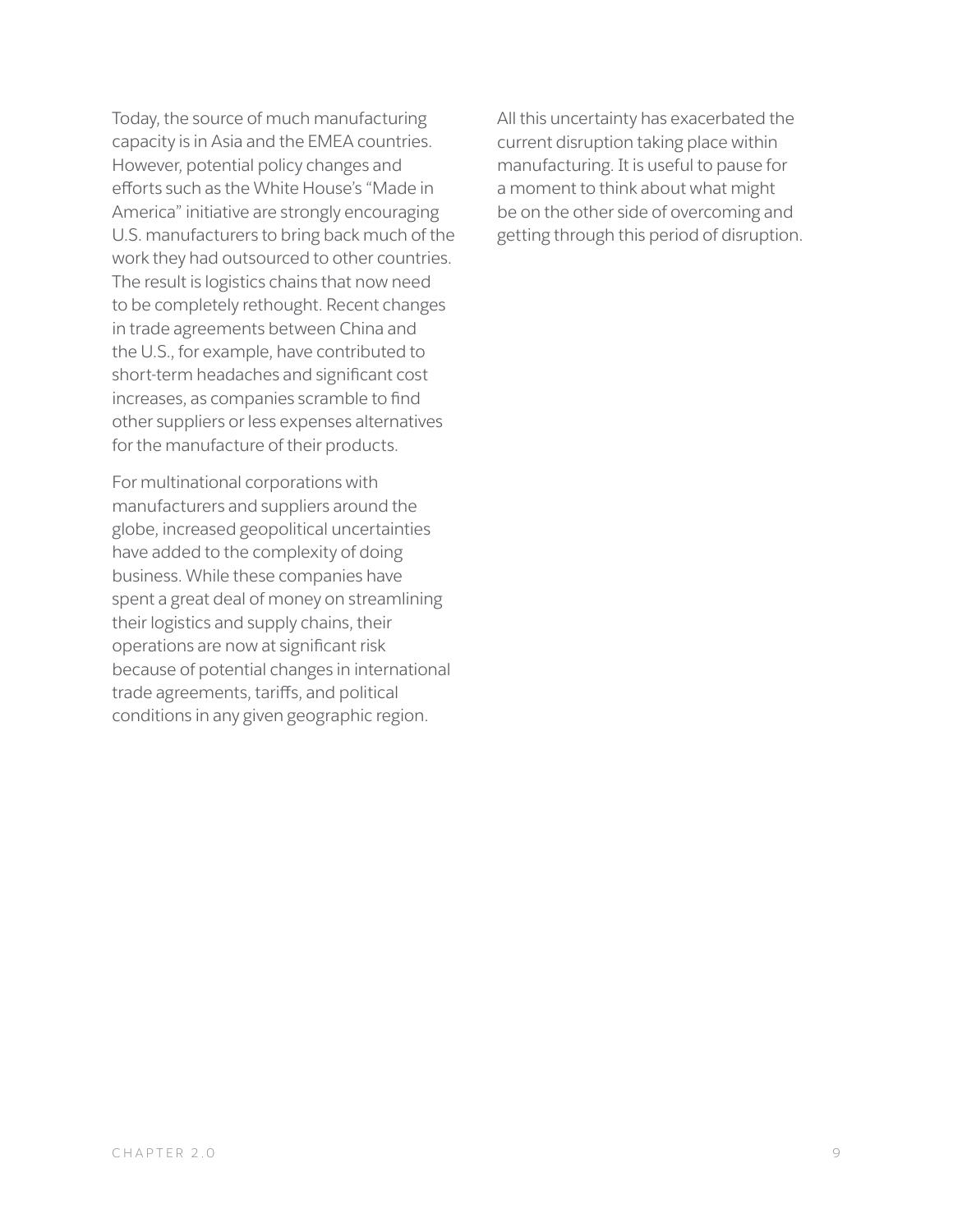Today, the source of much manufacturing capacity is in Asia and the EMEA countries. However, potential policy changes and efforts such as the White House's "Made in America" initiative are strongly encouraging U.S. manufacturers to bring back much of the work they had outsourced to other countries. The result is logistics chains that now need to be completely rethought. Recent changes in trade agreements between China and the U.S., for example, have contributed to short-term headaches and significant cost increases, as companies scramble to find other suppliers or less expenses alternatives for the manufacture of their products.

For multinational corporations with manufacturers and suppliers around the globe, increased geopolitical uncertainties have added to the complexity of doing business. While these companies have spent a great deal of money on streamlining their logistics and supply chains, their operations are now at significant risk because of potential changes in international trade agreements, tariffs, and political conditions in any given geographic region.

All this uncertainty has exacerbated the current disruption taking place within manufacturing. It is useful to pause for a moment to think about what might be on the other side of overcoming and getting through this period of disruption.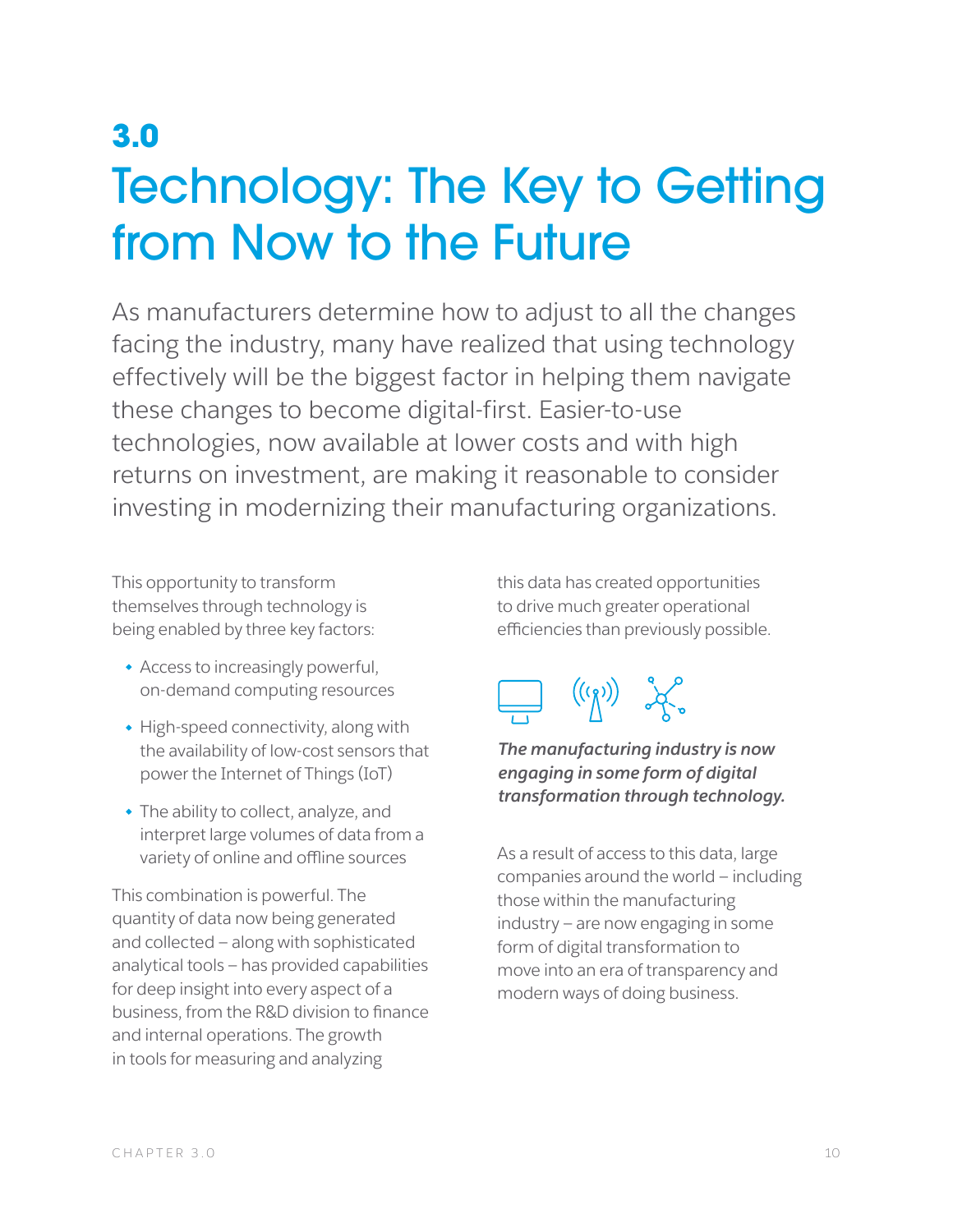# 3.0

# Technology: The Key to Getting from Now to the Future

As manufacturers determine how to adjust to all the changes facing the industry, many have realized that using technology effectively will be the biggest factor in helping them navigate these changes to become digital-first. Easier-to-use technologies, now available at lower costs and with high returns on investment, are making it reasonable to consider investing in modernizing their manufacturing organizations.

This opportunity to transform themselves through technology is being enabled by three key factors:

- Access to increasingly powerful, on-demand computing resources
- High-speed connectivity, along with the availability of low-cost sensors that power the Internet of Things (IoT)
- The ability to collect, analyze, and interpret large volumes of data from a variety of online and offline sources

This combination is powerful. The quantity of data now being generated and collected – along with sophisticated analytical tools – has provided capabilities for deep insight into every aspect of a business, from the R&D division to finance and internal operations. The growth in tools for measuring and analyzing this data has created opportunities to drive much greater operational efficiencies than previously possible.

***The manufacturing industry is now engaging in some form of digital transformation through technology.***

As a result of access to this data, large companies around the world – including those within the manufacturing industry – are now engaging in some form of digital transformation to move into an era of transparency and modern ways of doing business.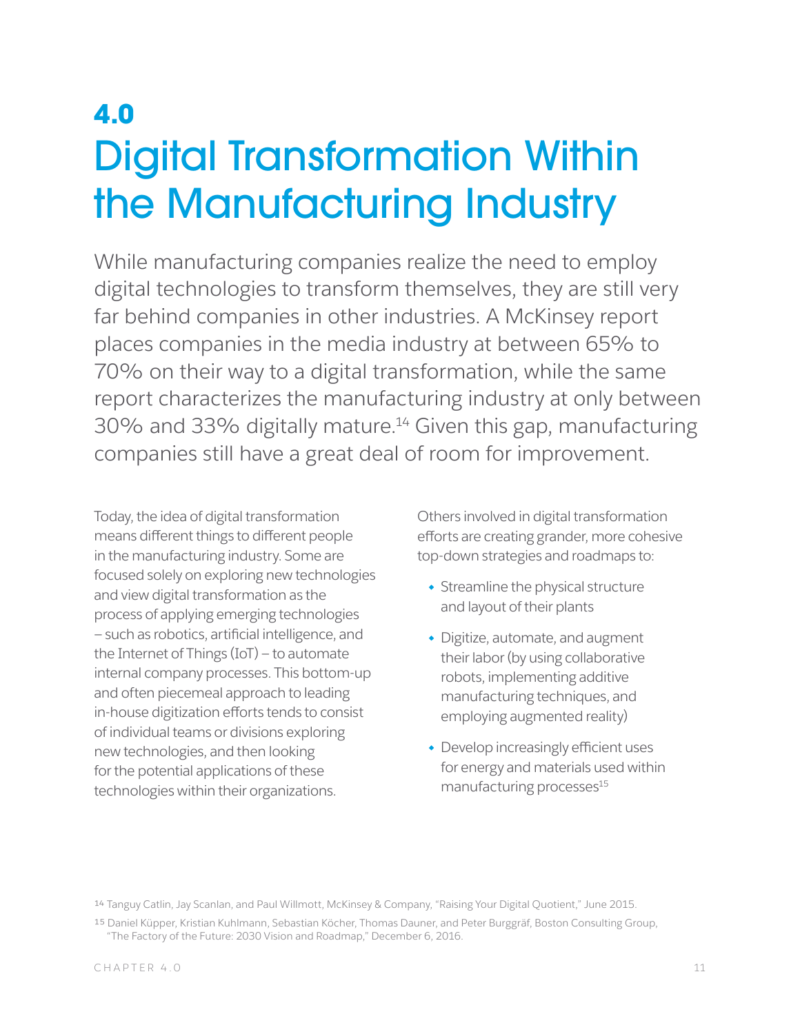# 4.0 Digital Transformation Within the Manufacturing Industry

While manufacturing companies realize the need to employ digital technologies to transform themselves, they are still very far behind companies in other industries. A McKinsey report places companies in the media industry at between 65% to 70% on their way to a digital transformation, while the same report characterizes the manufacturing industry at only between 30% and 33% digitally mature.[14] Given this gap, manufacturing companies still have a great deal of room for improvement.

Today, the idea of digital transformation means different things to different people in the manufacturing industry. Some are focused solely on exploring new technologies and view digital transformation as the process of applying emerging technologies – such as robotics, artificial intelligence, and the Internet of Things (IoT) – to automate internal company processes. This bottom-up and often piecemeal approach to leading in-house digitization efforts tends to consist of individual teams or divisions exploring new technologies, and then looking for the potential applications of these technologies within their organizations.

Others involved in digital transformation efforts are creating grander, more cohesive top-down strategies and roadmaps to:

- Streamline the physical structure and layout of their plants
- Digitize, automate, and augment their labor (by using collaborative robots, implementing additive manufacturing techniques, and employing augmented reality)
- Develop increasingly efficient uses for energy and materials used within manufacturing processes[15]

[14] Tanguy Catlin, Jay Scanlan, and Paul Willmott, McKinsey & Company, "Raising Your Digital Quotient," June 2015.

[15] Daniel Küpper, Kristian Kuhlmann, Sebastian Köcher, Thomas Dauner, and Peter Burggräf, Boston Consulting Group, "The Factory of the Future: 2030 Vision and Roadmap," December 6, 2016.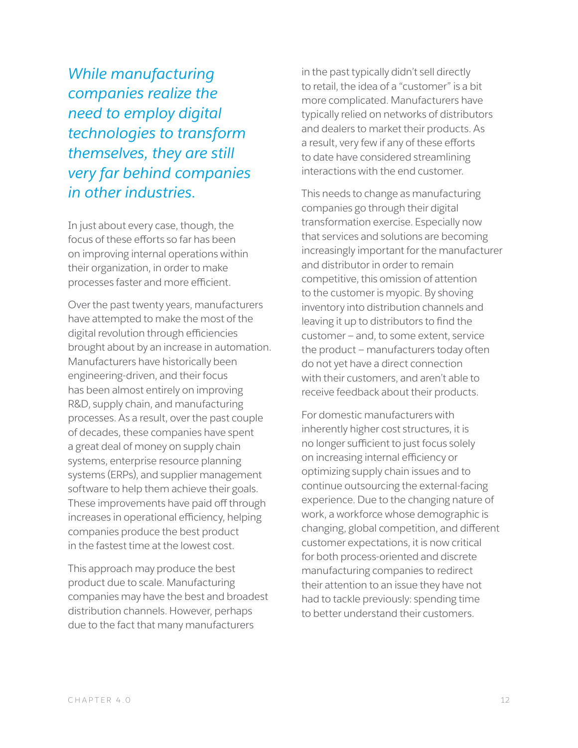*While manufacturing companies realize the need to employ digital technologies to transform themselves, they are still very far behind companies in other industries.*

In just about every case, though, the focus of these efforts so far has been on improving internal operations within their organization, in order to make processes faster and more efficient.

Over the past twenty years, manufacturers have attempted to make the most of the digital revolution through efficiencies brought about by an increase in automation. Manufacturers have historically been engineering-driven, and their focus has been almost entirely on improving R&D, supply chain, and manufacturing processes. As a result, over the past couple of decades, these companies have spent a great deal of money on supply chain systems, enterprise resource planning systems (ERPs), and supplier management software to help them achieve their goals. These improvements have paid off through increases in operational efficiency, helping companies produce the best product in the fastest time at the lowest cost.

This approach may produce the best product due to scale. Manufacturing companies may have the best and broadest distribution channels. However, perhaps due to the fact that many manufacturers in the past typically didn't sell directly to retail, the idea of a "customer" is a bit more complicated. Manufacturers have typically relied on networks of distributors and dealers to market their products. As a result, very few if any of these efforts to date have considered streamlining interactions with the end customer.

This needs to change as manufacturing companies go through their digital transformation exercise. Especially now that services and solutions are becoming increasingly important for the manufacturer and distributor in order to remain competitive, this omission of attention to the customer is myopic. By shoving inventory into distribution channels and leaving it up to distributors to find the customer – and, to some extent, service the product – manufacturers today often do not yet have a direct connection with their customers, and aren't able to receive feedback about their products.

For domestic manufacturers with inherently higher cost structures, it is no longer sufficient to just focus solely on increasing internal efficiency or optimizing supply chain issues and to continue outsourcing the external-facing experience. Due to the changing nature of work, a workforce whose demographic is changing, global competition, and different customer expectations, it is now critical for both process-oriented and discrete manufacturing companies to redirect their attention to an issue they have not had to tackle previously: spending time to better understand their customers.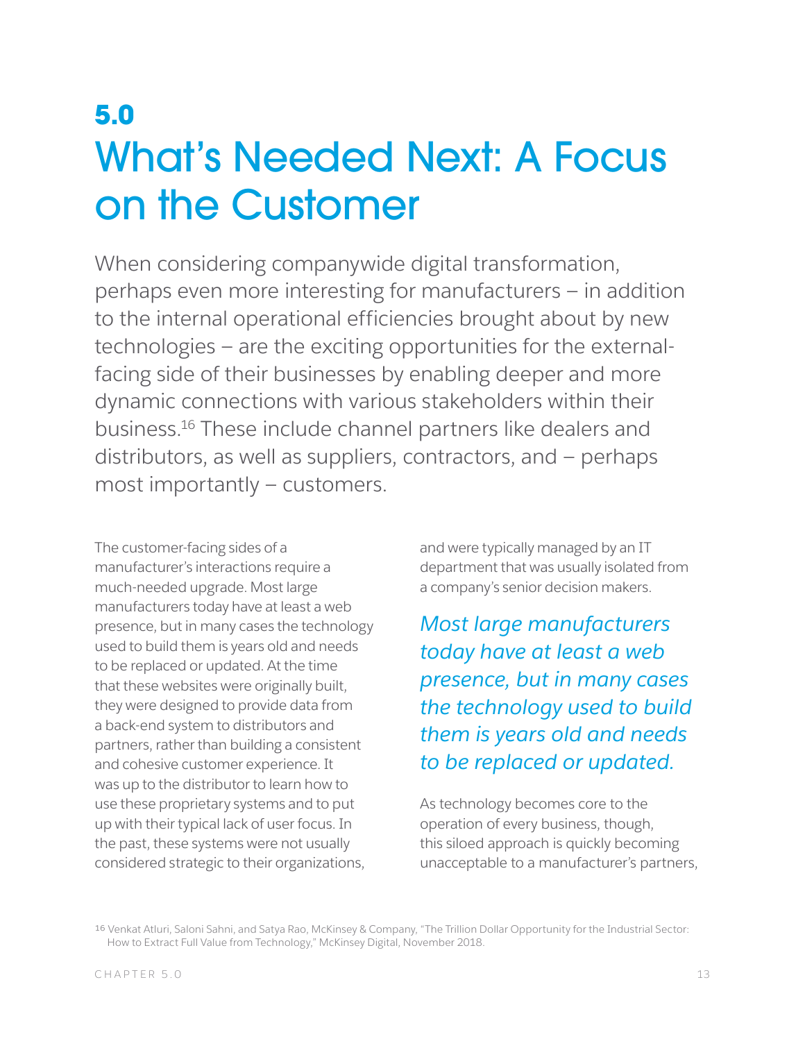# 5.0 What's Needed Next: A Focus on the Customer

When considering companywide digital transformation, perhaps even more interesting for manufacturers – in addition to the internal operational efficiencies brought about by new technologies – are the exciting opportunities for the external-facing side of their businesses by enabling deeper and more dynamic connections with various stakeholders within their business.[16] These include channel partners like dealers and distributors, as well as suppliers, contractors, and – perhaps most importantly – customers.

The customer-facing sides of a manufacturer's interactions require a much-needed upgrade. Most large manufacturers today have at least a web presence, but in many cases the technology used to build them is years old and needs to be replaced or updated. At the time that these websites were originally built, they were designed to provide data from a back-end system to distributors and partners, rather than building a consistent and cohesive customer experience. It was up to the distributor to learn how to use these proprietary systems and to put up with their typical lack of user focus. In the past, these systems were not usually considered strategic to their organizations, and were typically managed by an IT department that was usually isolated from a company's senior decision makers.

*Most large manufacturers today have at least a web presence, but in many cases the technology used to build them is years old and needs to be replaced or updated.*

As technology becomes core to the operation of every business, though, this siloed approach is quickly becoming unacceptable to a manufacturer's partners,

[16] Venkat Atluri, Saloni Sahni, and Satya Rao, McKinsey & Company, "The Trillion Dollar Opportunity for the Industrial Sector: How to Extract Full Value from Technology," McKinsey Digital, November 2018.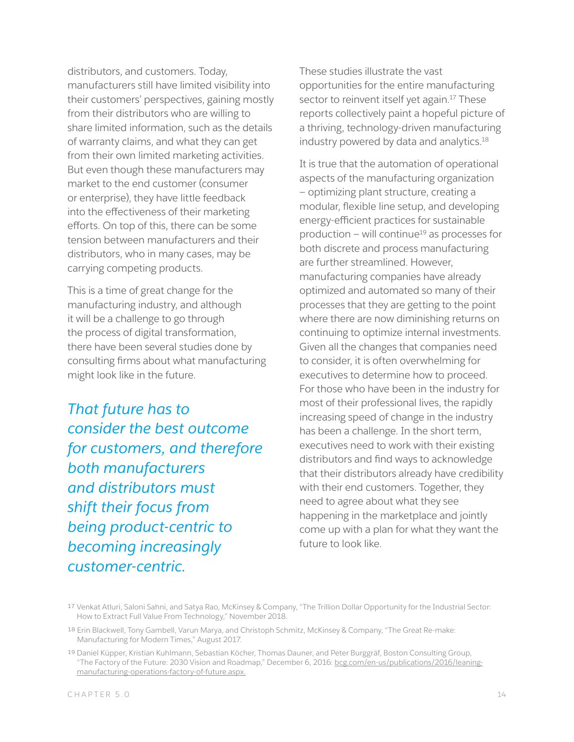distributors, and customers. Today, manufacturers still have limited visibility into their customers' perspectives, gaining mostly from their distributors who are willing to share limited information, such as the details of warranty claims, and what they can get from their own limited marketing activities. But even though these manufacturers may market to the end customer (consumer or enterprise), they have little feedback into the effectiveness of their marketing efforts. On top of this, there can be some tension between manufacturers and their distributors, who in many cases, may be carrying competing products.

This is a time of great change for the manufacturing industry, and although it will be a challenge to go through the process of digital transformation, there have been several studies done by consulting firms about what manufacturing might look like in the future.

*That future has to consider the best outcome for customers, and therefore both manufacturers and distributors must shift their focus from being product-centric to becoming increasingly customer-centric.*

These studies illustrate the vast opportunities for the entire manufacturing sector to reinvent itself yet again.[17] These reports collectively paint a hopeful picture of a thriving, technology-driven manufacturing industry powered by data and analytics.[18]

It is true that the automation of operational aspects of the manufacturing organization – optimizing plant structure, creating a modular, flexible line setup, and developing energy-efficient practices for sustainable production – will continue[19] as processes for both discrete and process manufacturing are further streamlined. However, manufacturing companies have already optimized and automated so many of their processes that they are getting to the point where there are now diminishing returns on continuing to optimize internal investments. Given all the changes that companies need to consider, it is often overwhelming for executives to determine how to proceed. For those who have been in the industry for most of their professional lives, the rapidly increasing speed of change in the industry has been a challenge. In the short term, executives need to work with their existing distributors and find ways to acknowledge that their distributors already have credibility with their end customers. Together, they need to agree about what they see happening in the marketplace and jointly come up with a plan for what they want the future to look like.

[17] Venkat Atluri, Saloni Sahni, and Satya Rao, McKinsey & Company, "The Trillion Dollar Opportunity for the Industrial Sector: How to Extract Full Value From Technology," November 2018.

[18] Erin Blackwell, Tony Gambell, Varun Marya, and Christoph Schmitz, McKinsey & Company, "The Great Re-make: Manufacturing for Modern Times," August 2017.

[19] Daniel Küpper, Kristian Kuhlmann, Sebastian Köcher, Thomas Dauner, and Peter Burggräf, Boston Consulting Group, "The Factory of the Future: 2030 Vision and Roadmap," December 6, 2016: bcg.com/en-us/publications/2016/leaning-manufacturing-operations-factory-of-future.aspx.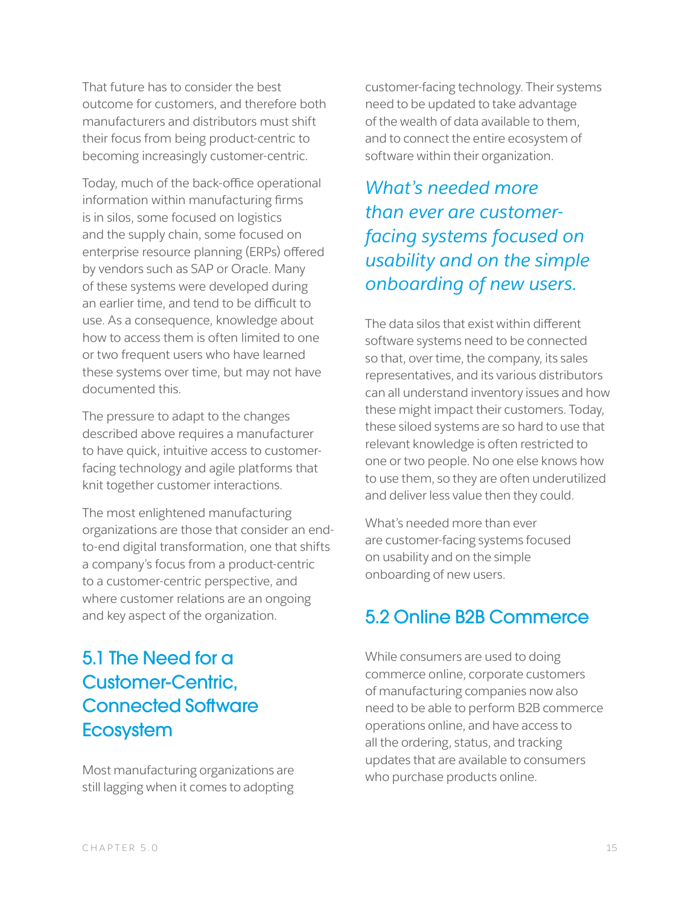That future has to consider the best outcome for customers, and therefore both manufacturers and distributors must shift their focus from being product-centric to becoming increasingly customer-centric.

Today, much of the back-office operational information within manufacturing firms is in silos, some focused on logistics and the supply chain, some focused on enterprise resource planning (ERPs) offered by vendors such as SAP or Oracle. Many of these systems were developed during an earlier time, and tend to be difficult to use. As a consequence, knowledge about how to access them is often limited to one or two frequent users who have learned these systems over time, but may not have documented this.

The pressure to adapt to the changes described above requires a manufacturer to have quick, intuitive access to customer-facing technology and agile platforms that knit together customer interactions.

The most enlightened manufacturing organizations are those that consider an end-to-end digital transformation, one that shifts a company's focus from a product-centric to a customer-centric perspective, and where customer relations are an ongoing and key aspect of the organization.

## 5.1 The Need for a Customer-Centric, Connected Software Ecosystem

Most manufacturing organizations are still lagging when it comes to adopting customer-facing technology. Their systems need to be updated to take advantage of the wealth of data available to them, and to connect the entire ecosystem of software within their organization.

*What's needed more than ever are customer-facing systems focused on usability and on the simple onboarding of new users.*

The data silos that exist within different software systems need to be connected so that, over time, the company, its sales representatives, and its various distributors can all understand inventory issues and how these might impact their customers. Today, these siloed systems are so hard to use that relevant knowledge is often restricted to one or two people. No one else knows how to use them, so they are often underutilized and deliver less value then they could.

What's needed more than ever are customer-facing systems focused on usability and on the simple onboarding of new users.

## 5.2 Online B2B Commerce

While consumers are used to doing commerce online, corporate customers of manufacturing companies now also need to be able to perform B2B commerce operations online, and have access to all the ordering, status, and tracking updates that are available to consumers who purchase products online.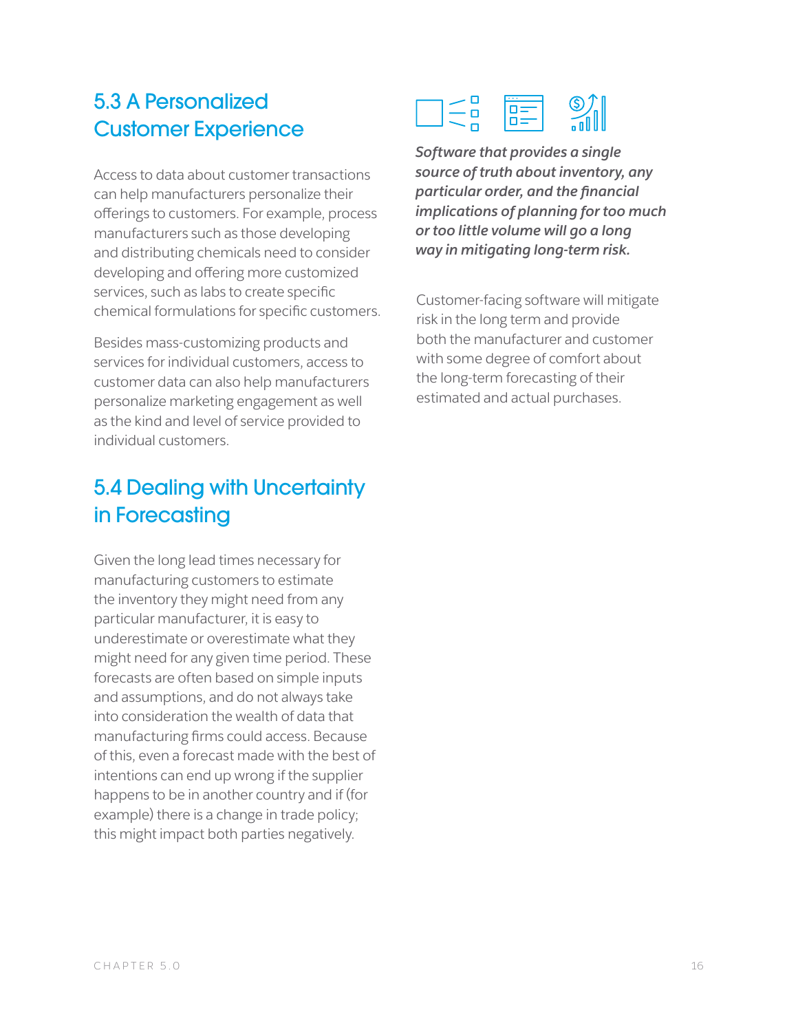## 5.3 A Personalized Customer Experience

Access to data about customer transactions can help manufacturers personalize their offerings to customers. For example, process manufacturers such as those developing and distributing chemicals need to consider developing and offering more customized services, such as labs to create specific chemical formulations for specific customers.

Besides mass-customizing products and services for individual customers, access to customer data can also help manufacturers personalize marketing engagement as well as the kind and level of service provided to individual customers.

## 5.4 Dealing with Uncertainty in Forecasting

Given the long lead times necessary for manufacturing customers to estimate the inventory they might need from any particular manufacturer, it is easy to underestimate or overestimate what they might need for any given time period. These forecasts are often based on simple inputs and assumptions, and do not always take into consideration the wealth of data that manufacturing firms could access. Because of this, even a forecast made with the best of intentions can end up wrong if the supplier happens to be in another country and if (for example) there is a change in trade policy; this might impact both parties negatively.

***Software that provides a single source of truth about inventory, any particular order, and the financial implications of planning for too much or too little volume will go a long way in mitigating long-term risk.***

Customer-facing software will mitigate risk in the long term and provide both the manufacturer and customer with some degree of comfort about the long-term forecasting of their estimated and actual purchases.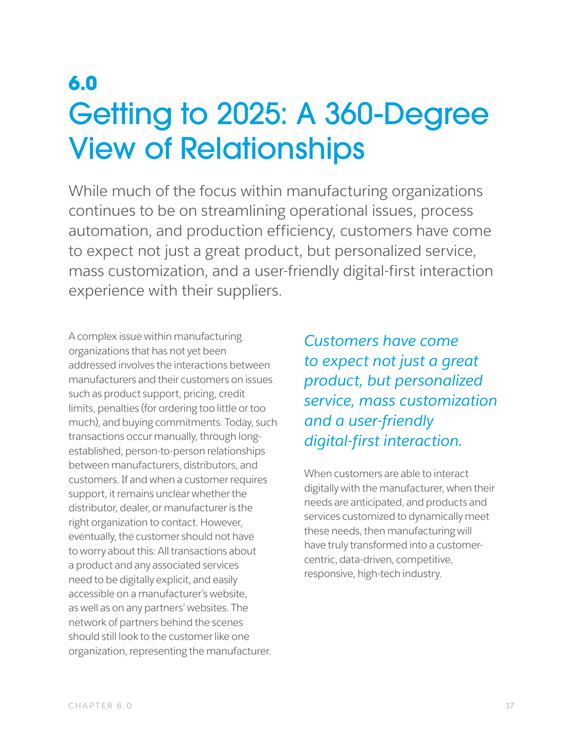# 6.0 Getting to 2025: A 360-Degree View of Relationships

While much of the focus within manufacturing organizations continues to be on streamlining operational issues, process automation, and production efficiency, customers have come to expect not just a great product, but personalized service, mass customization, and a user-friendly digital-first interaction experience with their suppliers.

A complex issue within manufacturing organizations that has not yet been addressed involves the interactions between manufacturers and their customers on issues such as product support, pricing, credit limits, penalties (for ordering too little or too much), and buying commitments. Today, such transactions occur manually, through long-established, person-to-person relationships between manufacturers, distributors, and customers. If and when a customer requires support, it remains unclear whether the distributor, dealer, or manufacturer is the right organization to contact. However, eventually, the customer should not have to worry about this: All transactions about a product and any associated services need to be digitally explicit, and easily accessible on a manufacturer's website, as well as on any partners' websites. The network of partners behind the scenes should still look to the customer like one organization, representing the manufacturer.

*Customers have come to expect not just a great product, but personalized service, mass customization and a user-friendly digital-first interaction.*

When customers are able to interact digitally with the manufacturer, when their needs are anticipated, and products and services customized to dynamically meet these needs, then manufacturing will have truly transformed into a customer-centric, data-driven, competitive, responsive, high-tech industry.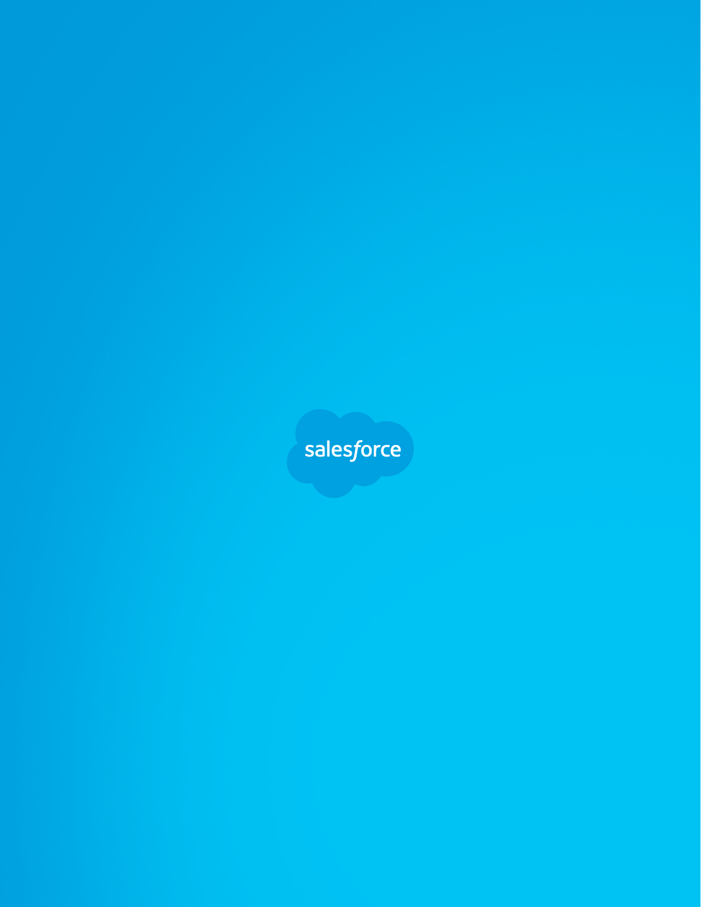salesforce